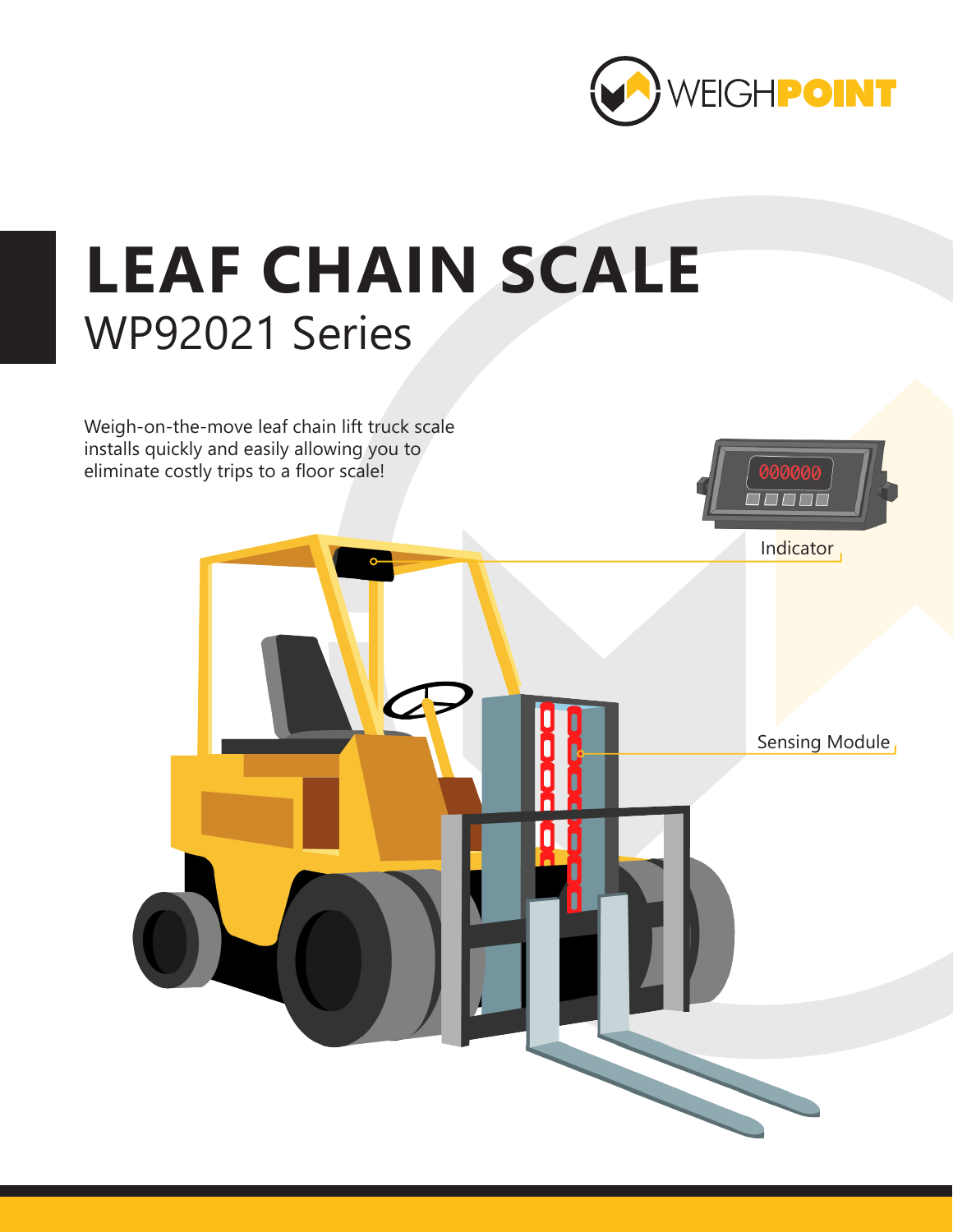WEIGHPOINT

# LEAF CHAIN SCALE

## WP92021 Series

Weigh-on-the-move leaf chain lift truck scale installs quickly and easily allowing you to eliminate costly trips to a floor scale!

Indicator

Sensing Module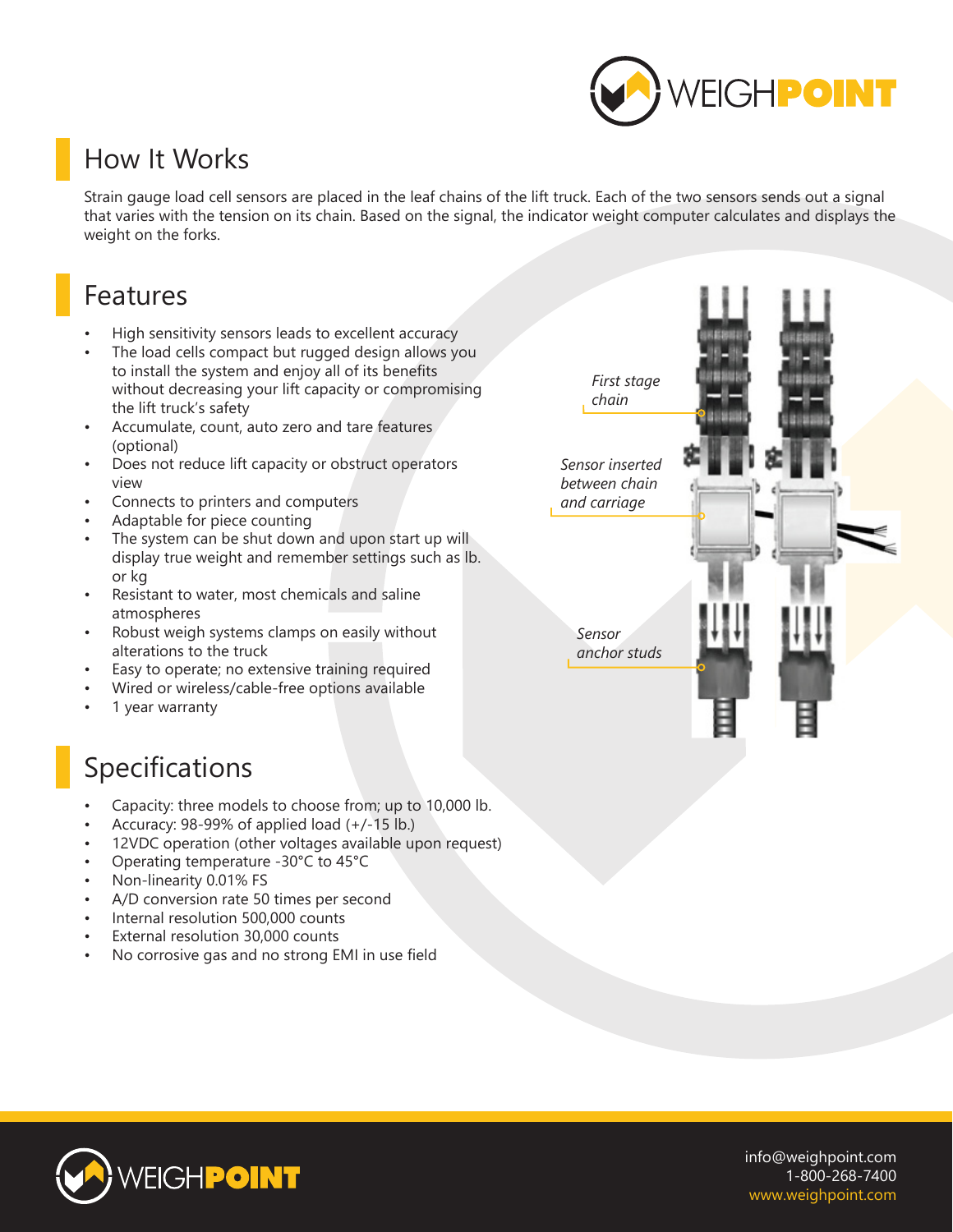## How It Works

Strain gauge load cell sensors are placed in the leaf chains of the lift truck. Each of the two sensors sends out a signal that varies with the tension on its chain. Based on the signal, the indicator weight computer calculates and displays the weight on the forks.

## Features

- High sensitivity sensors leads to excellent accuracy
- The load cells compact but rugged design allows you to install the system and enjoy all of its benefits without decreasing your lift capacity or compromising the lift truck's safety
- Accumulate, count, auto zero and tare features (optional)
- Does not reduce lift capacity or obstruct operators view
- Connects to printers and computers
- Adaptable for piece counting
- The system can be shut down and upon start up will display true weight and remember settings such as lb. or kg
- Resistant to water, most chemicals and saline atmospheres
- Robust weigh systems clamps on easily without alterations to the truck
- Easy to operate; no extensive training required
- Wired or wireless/cable-free options available
- 1 year warranty

*First stage chain*

*Sensor inserted between chain and carriage*

*Sensor anchor studs*

## Specifications

- Capacity: three models to choose from; up to 10,000 lb.
- Accuracy: 98-99% of applied load (+/-15 lb.)
- 12VDC operation (other voltages available upon request)
- Operating temperature -30°C to 45°C
- Non-linearity 0.01% FS
- A/D conversion rate 50 times per second
- Internal resolution 500,000 counts
- External resolution 30,000 counts
- No corrosive gas and no strong EMI in use field

info@weighpoint.com
1-800-268-7400
www.weighpoint.com